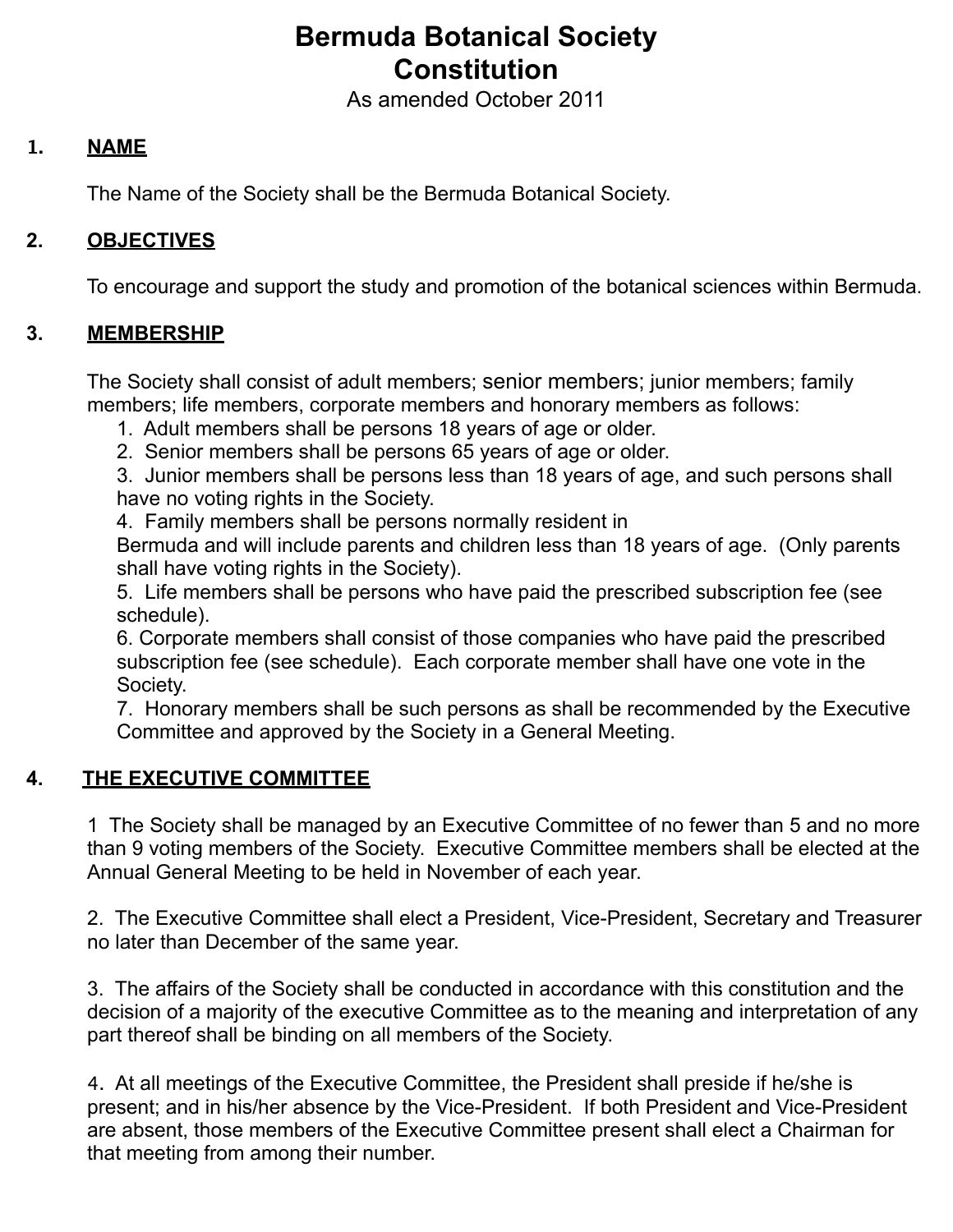# Bermuda Botanical Society
# Constitution

As amended October 2011

## 1. NAME

The Name of the Society shall be the Bermuda Botanical Society.

## 2. OBJECTIVES

To encourage and support the study and promotion of the botanical sciences within Bermuda.

## 3. MEMBERSHIP

The Society shall consist of adult members; senior members; junior members; family members; life members, corporate members and honorary members as follows:

1. Adult members shall be persons 18 years of age or older.
2. Senior members shall be persons 65 years of age or older.
3. Junior members shall be persons less than 18 years of age, and such persons shall have no voting rights in the Society.
4. Family members shall be persons normally resident in Bermuda and will include parents and children less than 18 years of age. (Only parents shall have voting rights in the Society).
5. Life members shall be persons who have paid the prescribed subscription fee (see schedule).
6. Corporate members shall consist of those companies who have paid the prescribed subscription fee (see schedule). Each corporate member shall have one vote in the Society.
7. Honorary members shall be such persons as shall be recommended by the Executive Committee and approved by the Society in a General Meeting.

## 4. THE EXECUTIVE COMMITTEE

1 The Society shall be managed by an Executive Committee of no fewer than 5 and no more than 9 voting members of the Society. Executive Committee members shall be elected at the Annual General Meeting to be held in November of each year.

2. The Executive Committee shall elect a President, Vice-President, Secretary and Treasurer no later than December of the same year.

3. The affairs of the Society shall be conducted in accordance with this constitution and the decision of a majority of the executive Committee as to the meaning and interpretation of any part thereof shall be binding on all members of the Society.

4. At all meetings of the Executive Committee, the President shall preside if he/she is present; and in his/her absence by the Vice-President. If both President and Vice-President are absent, those members of the Executive Committee present shall elect a Chairman for that meeting from among their number.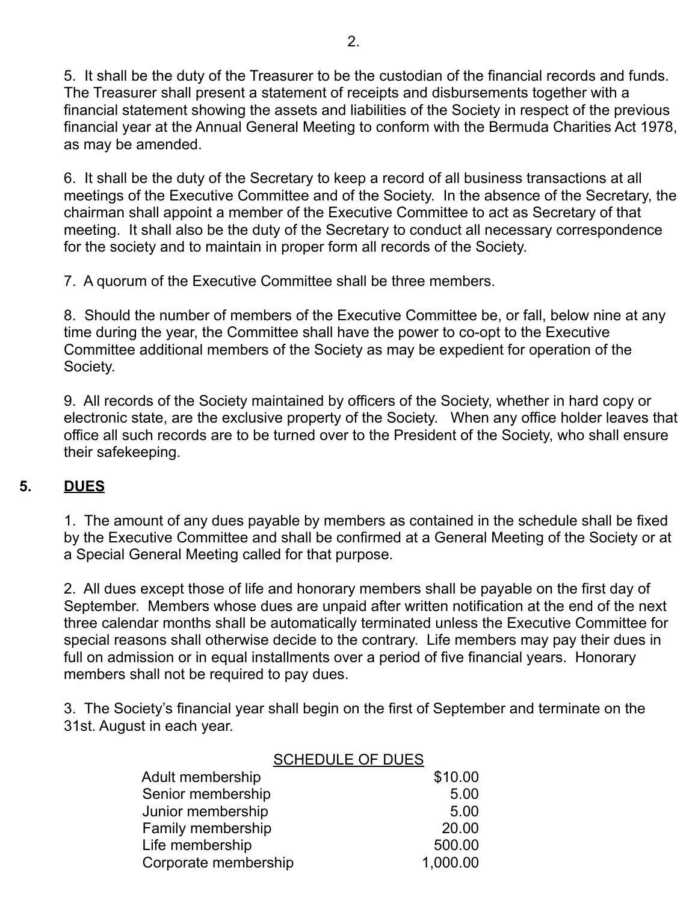5. It shall be the duty of the Treasurer to be the custodian of the financial records and funds. The Treasurer shall present a statement of receipts and disbursements together with a financial statement showing the assets and liabilities of the Society in respect of the previous financial year at the Annual General Meeting to conform with the Bermuda Charities Act 1978, as may be amended.

6. It shall be the duty of the Secretary to keep a record of all business transactions at all meetings of the Executive Committee and of the Society. In the absence of the Secretary, the chairman shall appoint a member of the Executive Committee to act as Secretary of that meeting. It shall also be the duty of the Secretary to conduct all necessary correspondence for the society and to maintain in proper form all records of the Society.

7. A quorum of the Executive Committee shall be three members.

8. Should the number of members of the Executive Committee be, or fall, below nine at any time during the year, the Committee shall have the power to co-opt to the Executive Committee additional members of the Society as may be expedient for operation of the Society.

9. All records of the Society maintained by officers of the Society, whether in hard copy or electronic state, are the exclusive property of the Society. When any office holder leaves that office all such records are to be turned over to the President of the Society, who shall ensure their safekeeping.

## 5. DUES

1. The amount of any dues payable by members as contained in the schedule shall be fixed by the Executive Committee and shall be confirmed at a General Meeting of the Society or at a Special General Meeting called for that purpose.

2. All dues except those of life and honorary members shall be payable on the first day of September. Members whose dues are unpaid after written notification at the end of the next three calendar months shall be automatically terminated unless the Executive Committee for special reasons shall otherwise decide to the contrary. Life members may pay their dues in full on admission or in equal installments over a period of five financial years. Honorary members shall not be required to pay dues.

3. The Society's financial year shall begin on the first of September and terminate on the 31st. August in each year.

| SCHEDULE OF DUES | |
|---|---|
| Adult membership | $10.00 |
| Senior membership | 5.00 |
| Junior membership | 5.00 |
| Family membership | 20.00 |
| Life membership | 500.00 |
| Corporate membership | 1,000.00 |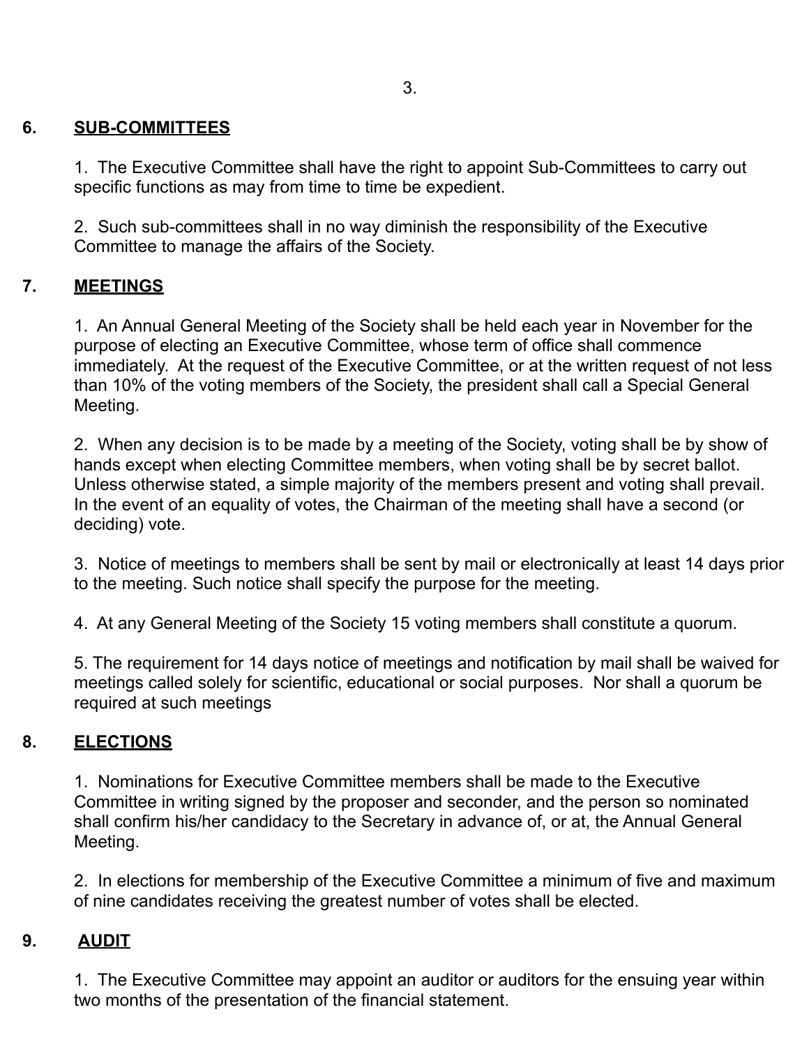## 6. SUB-COMMITTEES

1. The Executive Committee shall have the right to appoint Sub-Committees to carry out specific functions as may from time to time be expedient.

2. Such sub-committees shall in no way diminish the responsibility of the Executive Committee to manage the affairs of the Society.

## 7. MEETINGS

1. An Annual General Meeting of the Society shall be held each year in November for the purpose of electing an Executive Committee, whose term of office shall commence immediately. At the request of the Executive Committee, or at the written request of not less than 10% of the voting members of the Society, the president shall call a Special General Meeting.

2. When any decision is to be made by a meeting of the Society, voting shall be by show of hands except when electing Committee members, when voting shall be by secret ballot. Unless otherwise stated, a simple majority of the members present and voting shall prevail. In the event of an equality of votes, the Chairman of the meeting shall have a second (or deciding) vote.

3. Notice of meetings to members shall be sent by mail or electronically at least 14 days prior to the meeting. Such notice shall specify the purpose for the meeting.

4. At any General Meeting of the Society 15 voting members shall constitute a quorum.

5. The requirement for 14 days notice of meetings and notification by mail shall be waived for meetings called solely for scientific, educational or social purposes. Nor shall a quorum be required at such meetings

## 8. ELECTIONS

1. Nominations for Executive Committee members shall be made to the Executive Committee in writing signed by the proposer and seconder, and the person so nominated shall confirm his/her candidacy to the Secretary in advance of, or at, the Annual General Meeting.

2. In elections for membership of the Executive Committee a minimum of five and maximum of nine candidates receiving the greatest number of votes shall be elected.

## 9. AUDIT

1. The Executive Committee may appoint an auditor or auditors for the ensuing year within two months of the presentation of the financial statement.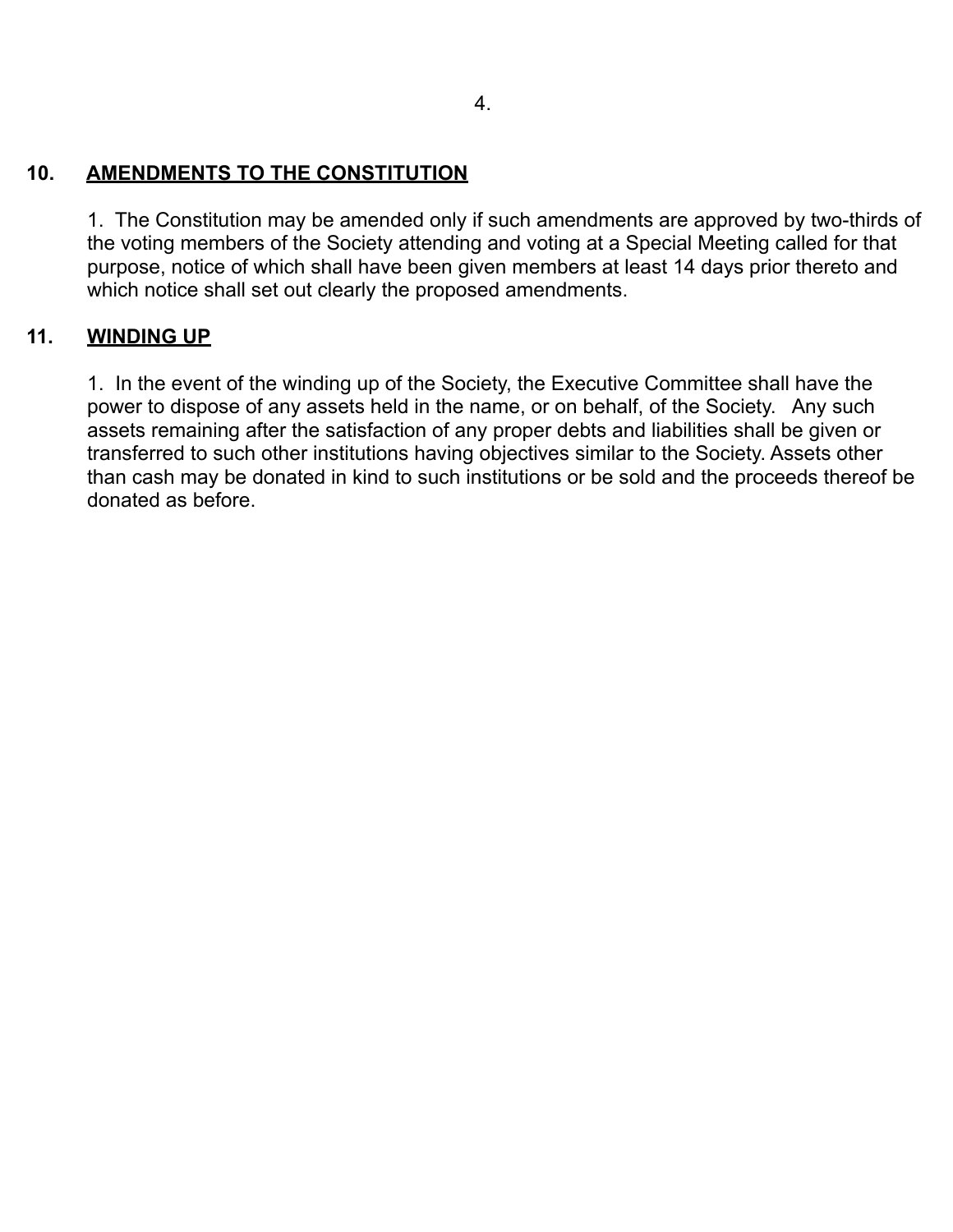## 10. AMENDMENTS TO THE CONSTITUTION

1. The Constitution may be amended only if such amendments are approved by two-thirds of the voting members of the Society attending and voting at a Special Meeting called for that purpose, notice of which shall have been given members at least 14 days prior thereto and which notice shall set out clearly the proposed amendments.

## 11. WINDING UP

1. In the event of the winding up of the Society, the Executive Committee shall have the power to dispose of any assets held in the name, or on behalf, of the Society. Any such assets remaining after the satisfaction of any proper debts and liabilities shall be given or transferred to such other institutions having objectives similar to the Society. Assets other than cash may be donated in kind to such institutions or be sold and the proceeds thereof be donated as before.